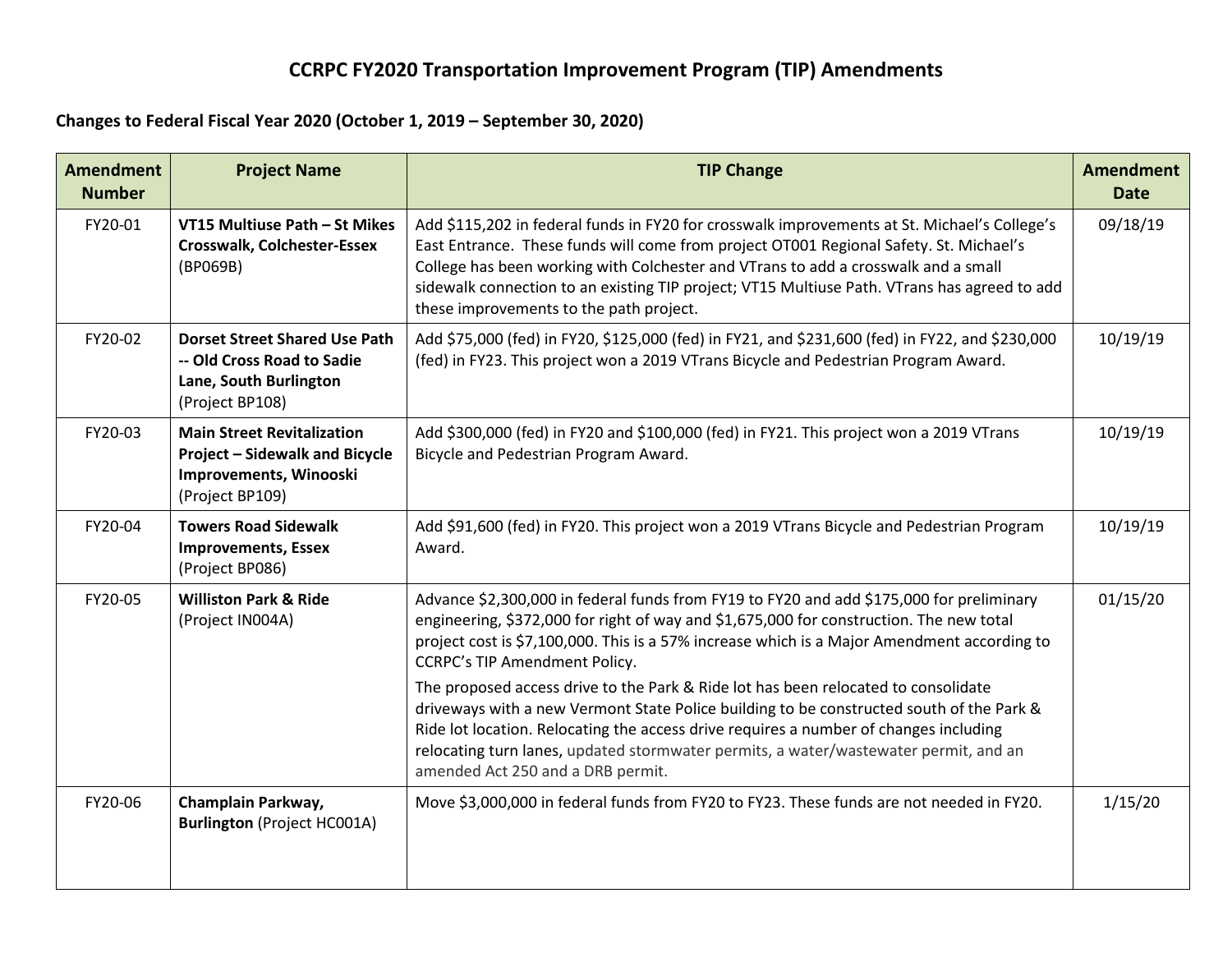# CCRPC FY2020 Transportation Improvement Program (TIP) Amendments

**Changes to Federal Fiscal Year 2020 (October 1, 2019 – September 30, 2020)**

| Amendment Number | Project Name | TIP Change | Amendment Date |
|---|---|---|---|
| FY20-01 | **VT15 Multiuse Path – St Mikes Crosswalk, Colchester-Essex** (BP069B) | Add $115,202 in federal funds in FY20 for crosswalk improvements at St. Michael's College's East Entrance. These funds will come from project OT001 Regional Safety. St. Michael's College has been working with Colchester and VTrans to add a crosswalk and a small sidewalk connection to an existing TIP project; VT15 Multiuse Path. VTrans has agreed to add these improvements to the path project. | 09/18/19 |
| FY20-02 | **Dorset Street Shared Use Path -- Old Cross Road to Sadie Lane, South Burlington** (Project BP108) | Add $75,000 (fed) in FY20, $125,000 (fed) in FY21, and $231,600 (fed) in FY22, and $230,000 (fed) in FY23. This project won a 2019 VTrans Bicycle and Pedestrian Program Award. | 10/19/19 |
| FY20-03 | **Main Street Revitalization Project – Sidewalk and Bicycle Improvements, Winooski** (Project BP109) | Add $300,000 (fed) in FY20 and $100,000 (fed) in FY21. This project won a 2019 VTrans Bicycle and Pedestrian Program Award. | 10/19/19 |
| FY20-04 | **Towers Road Sidewalk Improvements, Essex** (Project BP086) | Add $91,600 (fed) in FY20. This project won a 2019 VTrans Bicycle and Pedestrian Program Award. | 10/19/19 |
| FY20-05 | **Williston Park & Ride** (Project IN004A) | Advance $2,300,000 in federal funds from FY19 to FY20 and add $175,000 for preliminary engineering, $372,000 for right of way and $1,675,000 for construction. The new total project cost is $7,100,000. This is a 57% increase which is a Major Amendment according to CCRPC's TIP Amendment Policy.<br><br>The proposed access drive to the Park & Ride lot has been relocated to consolidate driveways with a new Vermont State Police building to be constructed south of the Park & Ride lot location. Relocating the access drive requires a number of changes including relocating turn lanes, updated stormwater permits, a water/wastewater permit, and an amended Act 250 and a DRB permit. | 01/15/20 |
| FY20-06 | **Champlain Parkway, Burlington** (Project HC001A) | Move $3,000,000 in federal funds from FY20 to FY23. These funds are not needed in FY20. | 1/15/20 |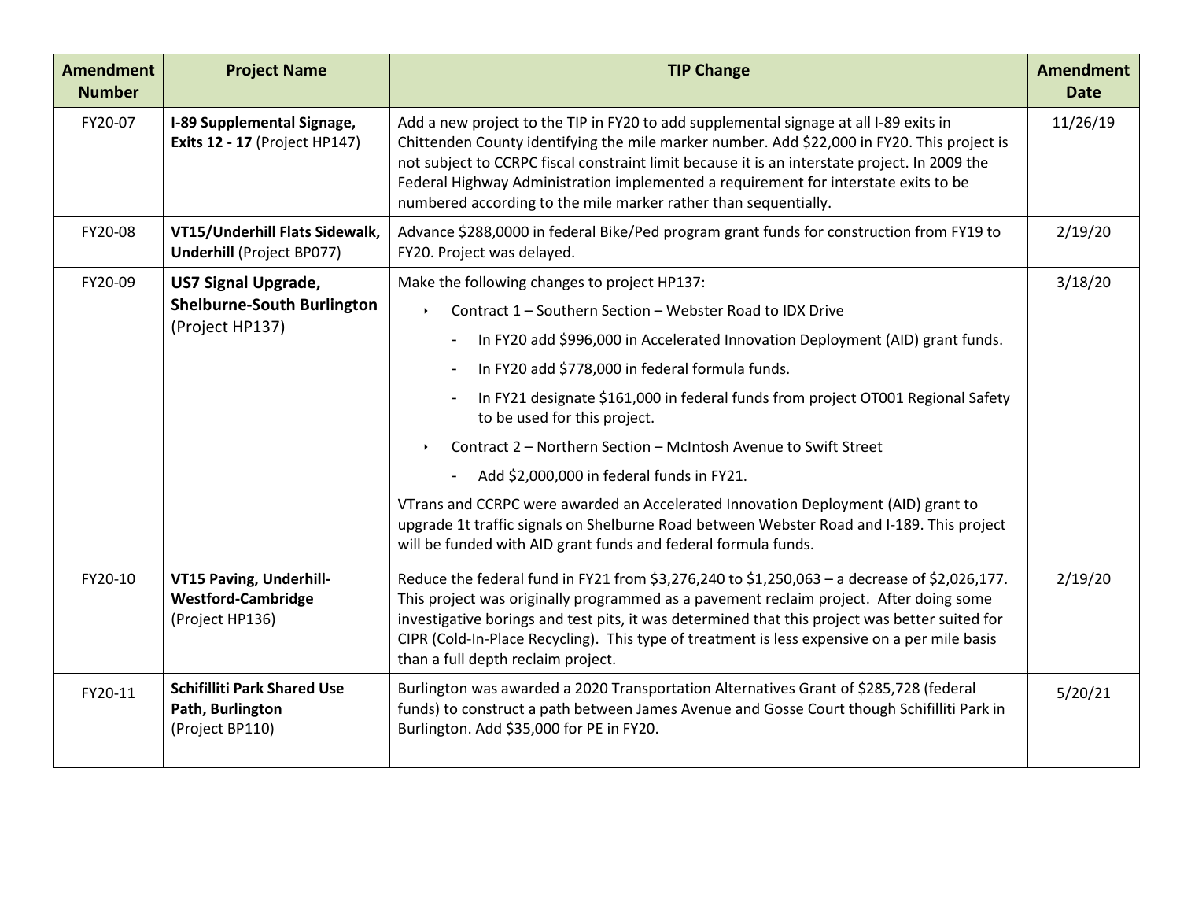| Amendment Number | Project Name | TIP Change | Amendment Date |
|---|---|---|---|
| FY20-07 | **I-89 Supplemental Signage, Exits 12 - 17** (Project HP147) | Add a new project to the TIP in FY20 to add supplemental signage at all I-89 exits in Chittenden County identifying the mile marker number. Add $22,000 in FY20. This project is not subject to CCRPC fiscal constraint limit because it is an interstate project. In 2009 the Federal Highway Administration implemented a requirement for interstate exits to be numbered according to the mile marker rather than sequentially. | 11/26/19 |
| FY20-08 | **VT15/Underhill Flats Sidewalk, Underhill** (Project BP077) | Advance $288,0000 in federal Bike/Ped program grant funds for construction from FY19 to FY20. Project was delayed. | 2/19/20 |
| FY20-09 | **US7 Signal Upgrade, Shelburne-South Burlington** (Project HP137) | Make the following changes to project HP137:<br>• Contract 1 – Southern Section – Webster Road to IDX Drive<br>- In FY20 add $996,000 in Accelerated Innovation Deployment (AID) grant funds.<br>- In FY20 add $778,000 in federal formula funds.<br>- In FY21 designate $161,000 in federal funds from project OT001 Regional Safety to be used for this project.<br>• Contract 2 – Northern Section – McIntosh Avenue to Swift Street<br>- Add $2,000,000 in federal funds in FY21.<br>VTrans and CCRPC were awarded an Accelerated Innovation Deployment (AID) grant to upgrade 1t traffic signals on Shelburne Road between Webster Road and I-189. This project will be funded with AID grant funds and federal formula funds. | 3/18/20 |
| FY20-10 | **VT15 Paving, Underhill-Westford-Cambridge** (Project HP136) | Reduce the federal fund in FY21 from $3,276,240 to $1,250,063 – a decrease of $2,026,177. This project was originally programmed as a pavement reclaim project. After doing some investigative borings and test pits, it was determined that this project was better suited for CIPR (Cold-In-Place Recycling). This type of treatment is less expensive on a per mile basis than a full depth reclaim project. | 2/19/20 |
| FY20-11 | **Schifilliti Park Shared Use Path, Burlington** (Project BP110) | Burlington was awarded a 2020 Transportation Alternatives Grant of $285,728 (federal funds) to construct a path between James Avenue and Gosse Court though Schifilliti Park in Burlington. Add $35,000 for PE in FY20. | 5/20/21 |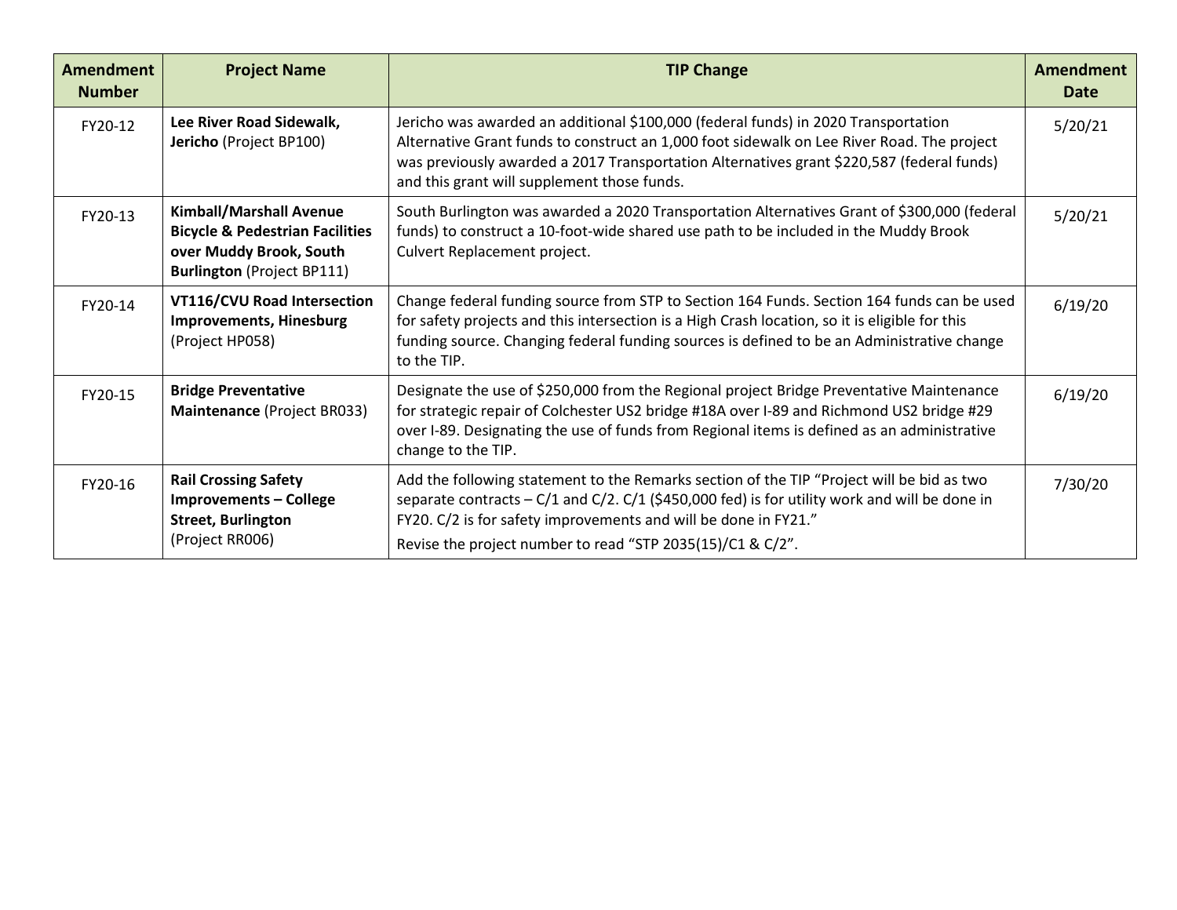| Amendment Number | Project Name | TIP Change | Amendment Date |
|---|---|---|---|
| FY20-12 | **Lee River Road Sidewalk, Jericho** (Project BP100) | Jericho was awarded an additional $100,000 (federal funds) in 2020 Transportation Alternative Grant funds to construct an 1,000 foot sidewalk on Lee River Road. The project was previously awarded a 2017 Transportation Alternatives grant $220,587 (federal funds) and this grant will supplement those funds. | 5/20/21 |
| FY20-13 | **Kimball/Marshall Avenue Bicycle & Pedestrian Facilities over Muddy Brook, South Burlington** (Project BP111) | South Burlington was awarded a 2020 Transportation Alternatives Grant of $300,000 (federal funds) to construct a 10-foot-wide shared use path to be included in the Muddy Brook Culvert Replacement project. | 5/20/21 |
| FY20-14 | **VT116/CVU Road Intersection Improvements, Hinesburg** (Project HP058) | Change federal funding source from STP to Section 164 Funds. Section 164 funds can be used for safety projects and this intersection is a High Crash location, so it is eligible for this funding source. Changing federal funding sources is defined to be an Administrative change to the TIP. | 6/19/20 |
| FY20-15 | **Bridge Preventative Maintenance** (Project BR033) | Designate the use of $250,000 from the Regional project Bridge Preventative Maintenance for strategic repair of Colchester US2 bridge #18A over I-89 and Richmond US2 bridge #29 over I-89. Designating the use of funds from Regional items is defined as an administrative change to the TIP. | 6/19/20 |
| FY20-16 | **Rail Crossing Safety Improvements – College Street, Burlington** (Project RR006) | Add the following statement to the Remarks section of the TIP "Project will be bid as two separate contracts – C/1 and C/2. C/1 ($450,000 fed) is for utility work and will be done in FY20. C/2 is for safety improvements and will be done in FY21." Revise the project number to read "STP 2035(15)/C1 & C/2". | 7/30/20 |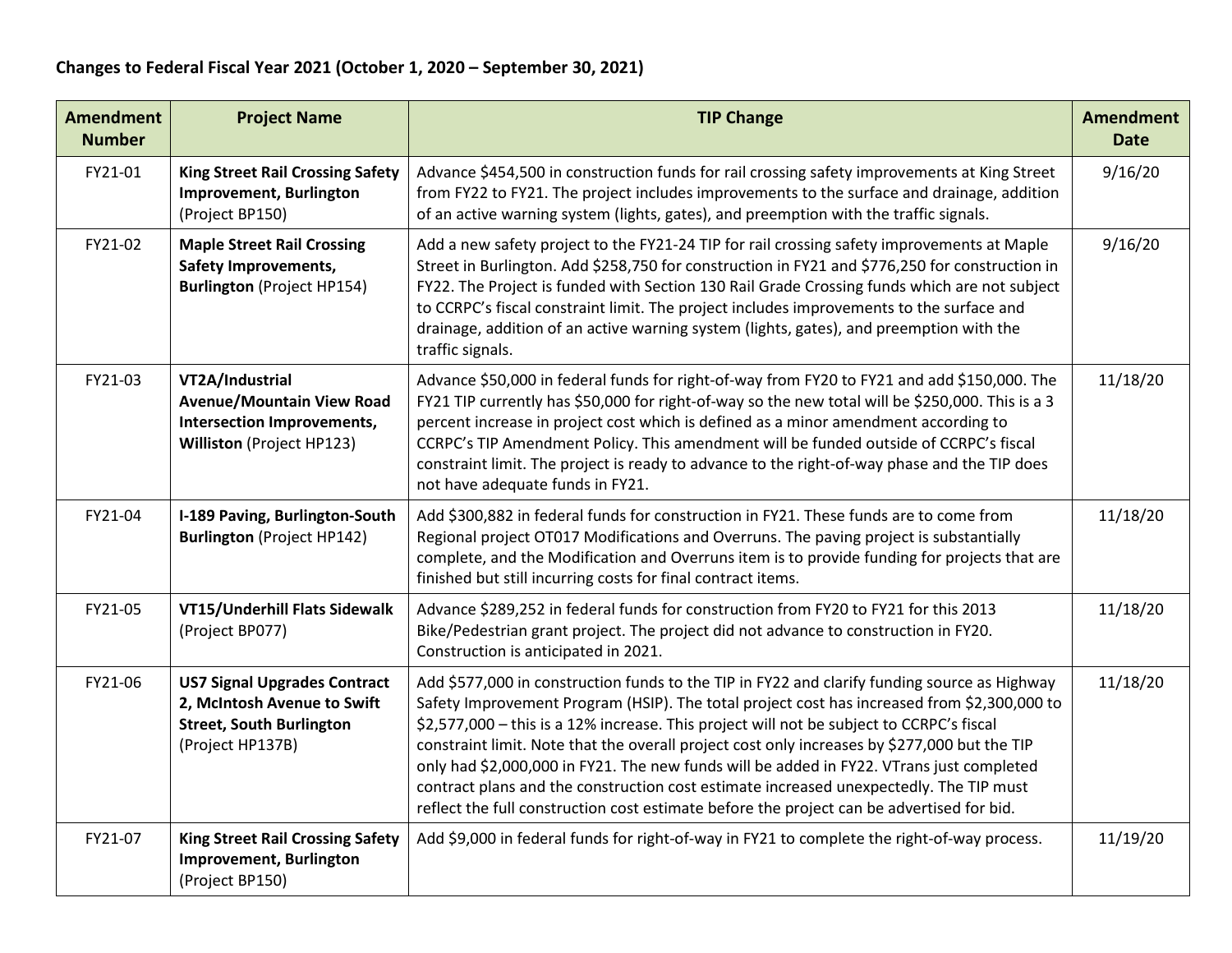**Changes to Federal Fiscal Year 2021 (October 1, 2020 – September 30, 2021)**

| Amendment Number | Project Name | TIP Change | Amendment Date |
|---|---|---|---|
| FY21-01 | **King Street Rail Crossing Safety Improvement, Burlington** (Project BP150) | Advance $454,500 in construction funds for rail crossing safety improvements at King Street from FY22 to FY21. The project includes improvements to the surface and drainage, addition of an active warning system (lights, gates), and preemption with the traffic signals. | 9/16/20 |
| FY21-02 | **Maple Street Rail Crossing Safety Improvements, Burlington** (Project HP154) | Add a new safety project to the FY21-24 TIP for rail crossing safety improvements at Maple Street in Burlington. Add $258,750 for construction in FY21 and $776,250 for construction in FY22. The Project is funded with Section 130 Rail Grade Crossing funds which are not subject to CCRPC's fiscal constraint limit. The project includes improvements to the surface and drainage, addition of an active warning system (lights, gates), and preemption with the traffic signals. | 9/16/20 |
| FY21-03 | **VT2A/Industrial Avenue/Mountain View Road Intersection Improvements, Williston** (Project HP123) | Advance $50,000 in federal funds for right-of-way from FY20 to FY21 and add $150,000. The FY21 TIP currently has $50,000 for right-of-way so the new total will be $250,000. This is a 3 percent increase in project cost which is defined as a minor amendment according to CCRPC's TIP Amendment Policy. This amendment will be funded outside of CCRPC's fiscal constraint limit. The project is ready to advance to the right-of-way phase and the TIP does not have adequate funds in FY21. | 11/18/20 |
| FY21-04 | **I-189 Paving, Burlington-South Burlington** (Project HP142) | Add $300,882 in federal funds for construction in FY21. These funds are to come from Regional project OT017 Modifications and Overruns. The paving project is substantially complete, and the Modification and Overruns item is to provide funding for projects that are finished but still incurring costs for final contract items. | 11/18/20 |
| FY21-05 | **VT15/Underhill Flats Sidewalk** (Project BP077) | Advance $289,252 in federal funds for construction from FY20 to FY21 for this 2013 Bike/Pedestrian grant project. The project did not advance to construction in FY20. Construction is anticipated in 2021. | 11/18/20 |
| FY21-06 | **US7 Signal Upgrades Contract 2, McIntosh Avenue to Swift Street, South Burlington** (Project HP137B) | Add $577,000 in construction funds to the TIP in FY22 and clarify funding source as Highway Safety Improvement Program (HSIP). The total project cost has increased from $2,300,000 to $2,577,000 – this is a 12% increase. This project will not be subject to CCRPC's fiscal constraint limit. Note that the overall project cost only increases by $277,000 but the TIP only had $2,000,000 in FY21. The new funds will be added in FY22. VTrans just completed contract plans and the construction cost estimate increased unexpectedly. The TIP must reflect the full construction cost estimate before the project can be advertised for bid. | 11/18/20 |
| FY21-07 | **King Street Rail Crossing Safety Improvement, Burlington** (Project BP150) | Add $9,000 in federal funds for right-of-way in FY21 to complete the right-of-way process. | 11/19/20 |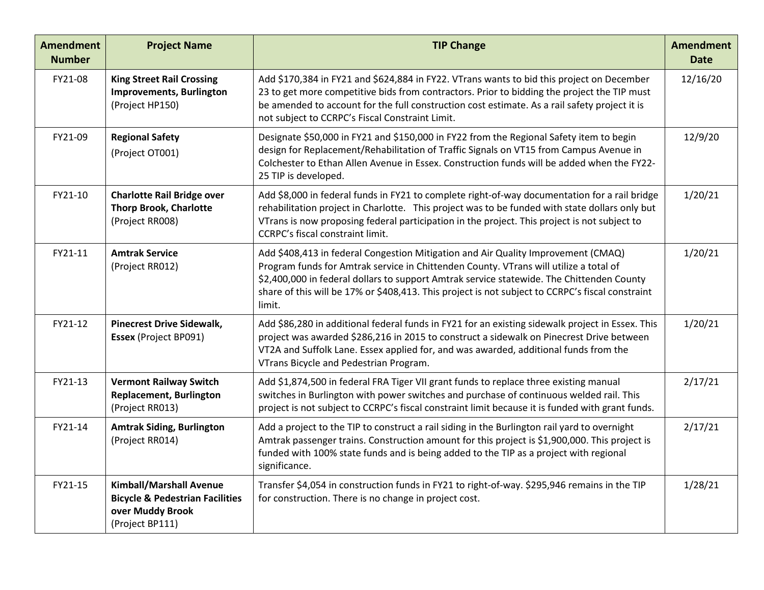| Amendment Number | Project Name | TIP Change | Amendment Date |
|---|---|---|---|
| FY21-08 | **King Street Rail Crossing Improvements, Burlington** (Project HP150) | Add $170,384 in FY21 and $624,884 in FY22. VTrans wants to bid this project on December 23 to get more competitive bids from contractors. Prior to bidding the project the TIP must be amended to account for the full construction cost estimate. As a rail safety project it is not subject to CCRPC's Fiscal Constraint Limit. | 12/16/20 |
| FY21-09 | **Regional Safety** (Project OT001) | Designate $50,000 in FY21 and $150,000 in FY22 from the Regional Safety item to begin design for Replacement/Rehabilitation of Traffic Signals on VT15 from Campus Avenue in Colchester to Ethan Allen Avenue in Essex. Construction funds will be added when the FY22-25 TIP is developed. | 12/9/20 |
| FY21-10 | **Charlotte Rail Bridge over Thorp Brook, Charlotte** (Project RR008) | Add $8,000 in federal funds in FY21 to complete right-of-way documentation for a rail bridge rehabilitation project in Charlotte. This project was to be funded with state dollars only but VTrans is now proposing federal participation in the project. This project is not subject to CCRPC's fiscal constraint limit. | 1/20/21 |
| FY21-11 | **Amtrak Service** (Project RR012) | Add $408,413 in federal Congestion Mitigation and Air Quality Improvement (CMAQ) Program funds for Amtrak service in Chittenden County. VTrans will utilize a total of $2,400,000 in federal dollars to support Amtrak service statewide. The Chittenden County share of this will be 17% or $408,413. This project is not subject to CCRPC's fiscal constraint limit. | 1/20/21 |
| FY21-12 | **Pinecrest Drive Sidewalk, Essex** (Project BP091) | Add $86,280 in additional federal funds in FY21 for an existing sidewalk project in Essex. This project was awarded $286,216 in 2015 to construct a sidewalk on Pinecrest Drive between VT2A and Suffolk Lane. Essex applied for, and was awarded, additional funds from the VTrans Bicycle and Pedestrian Program. | 1/20/21 |
| FY21-13 | **Vermont Railway Switch Replacement, Burlington** (Project RR013) | Add $1,874,500 in federal FRA Tiger VII grant funds to replace three existing manual switches in Burlington with power switches and purchase of continuous welded rail. This project is not subject to CCRPC's fiscal constraint limit because it is funded with grant funds. | 2/17/21 |
| FY21-14 | **Amtrak Siding, Burlington** (Project RR014) | Add a project to the TIP to construct a rail siding in the Burlington rail yard to overnight Amtrak passenger trains. Construction amount for this project is $1,900,000. This project is funded with 100% state funds and is being added to the TIP as a project with regional significance. | 2/17/21 |
| FY21-15 | **Kimball/Marshall Avenue Bicycle & Pedestrian Facilities over Muddy Brook** (Project BP111) | Transfer $4,054 in construction funds in FY21 to right-of-way. $295,946 remains in the TIP for construction. There is no change in project cost. | 1/28/21 |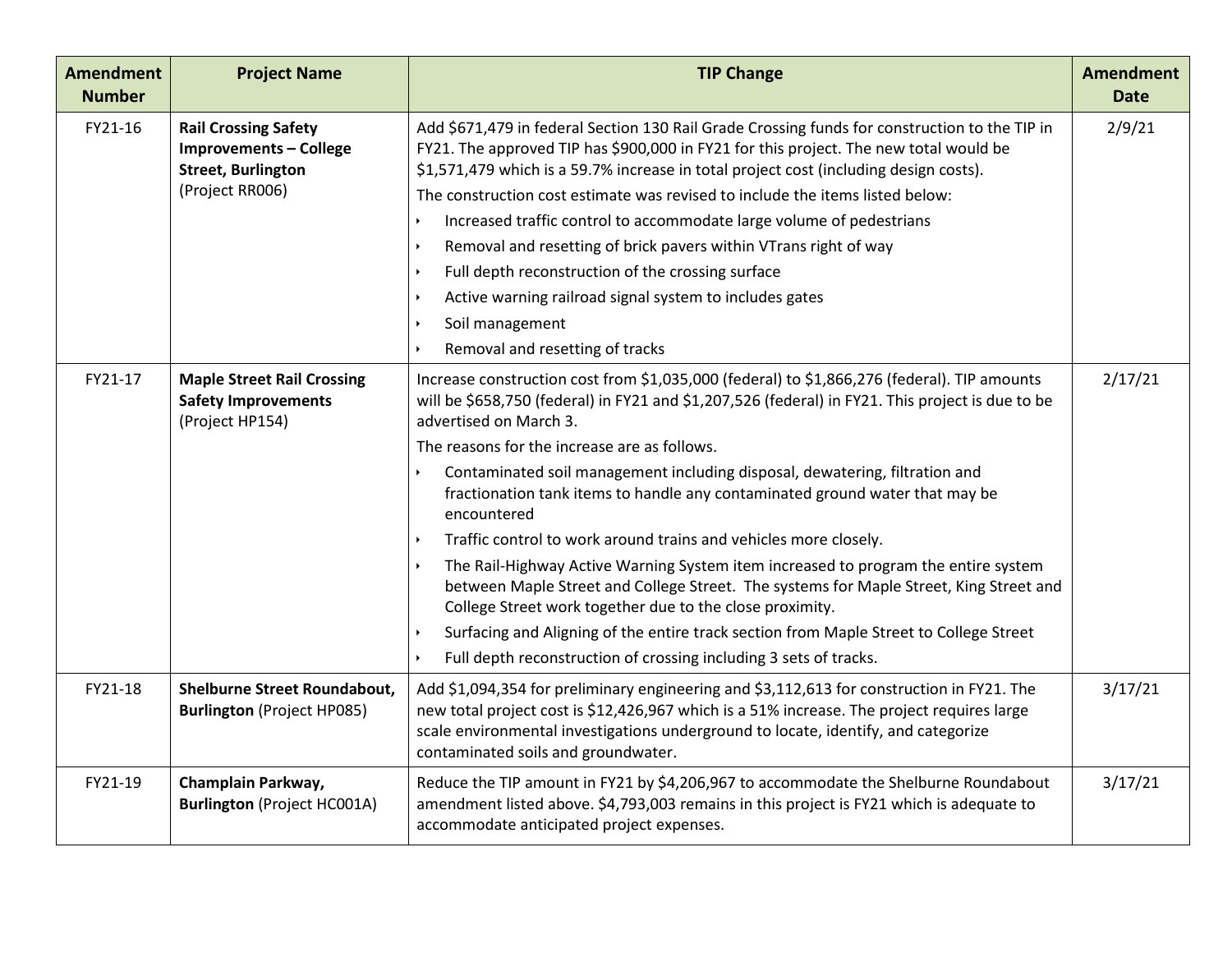| Amendment Number | Project Name | TIP Change | Amendment Date |
|---|---|---|---|
| FY21-16 | **Rail Crossing Safety Improvements – College Street, Burlington** (Project RR006) | Add $671,479 in federal Section 130 Rail Grade Crossing funds for construction to the TIP in FY21. The approved TIP has $900,000 in FY21 for this project. The new total would be $1,571,479 which is a 59.7% increase in total project cost (including design costs).<br>The construction cost estimate was revised to include the items listed below:<br>‣ Increased traffic control to accommodate large volume of pedestrians<br>‣ Removal and resetting of brick pavers within VTrans right of way<br>‣ Full depth reconstruction of the crossing surface<br>‣ Active warning railroad signal system to includes gates<br>‣ Soil management<br>‣ Removal and resetting of tracks | 2/9/21 |
| FY21-17 | **Maple Street Rail Crossing Safety Improvements** (Project HP154) | Increase construction cost from $1,035,000 (federal) to $1,866,276 (federal). TIP amounts will be $658,750 (federal) in FY21 and $1,207,526 (federal) in FY21. This project is due to be advertised on March 3.<br>The reasons for the increase are as follows.<br>‣ Contaminated soil management including disposal, dewatering, filtration and fractionation tank items to handle any contaminated ground water that may be encountered<br>‣ Traffic control to work around trains and vehicles more closely.<br>‣ The Rail-Highway Active Warning System item increased to program the entire system between Maple Street and College Street. The systems for Maple Street, King Street and College Street work together due to the close proximity.<br>‣ Surfacing and Aligning of the entire track section from Maple Street to College Street<br>‣ Full depth reconstruction of crossing including 3 sets of tracks. | 2/17/21 |
| FY21-18 | **Shelburne Street Roundabout, Burlington** (Project HP085) | Add $1,094,354 for preliminary engineering and $3,112,613 for construction in FY21. The new total project cost is $12,426,967 which is a 51% increase. The project requires large scale environmental investigations underground to locate, identify, and categorize contaminated soils and groundwater. | 3/17/21 |
| FY21-19 | **Champlain Parkway, Burlington** (Project HC001A) | Reduce the TIP amount in FY21 by $4,206,967 to accommodate the Shelburne Roundabout amendment listed above. $4,793,003 remains in this project is FY21 which is adequate to accommodate anticipated project expenses. | 3/17/21 |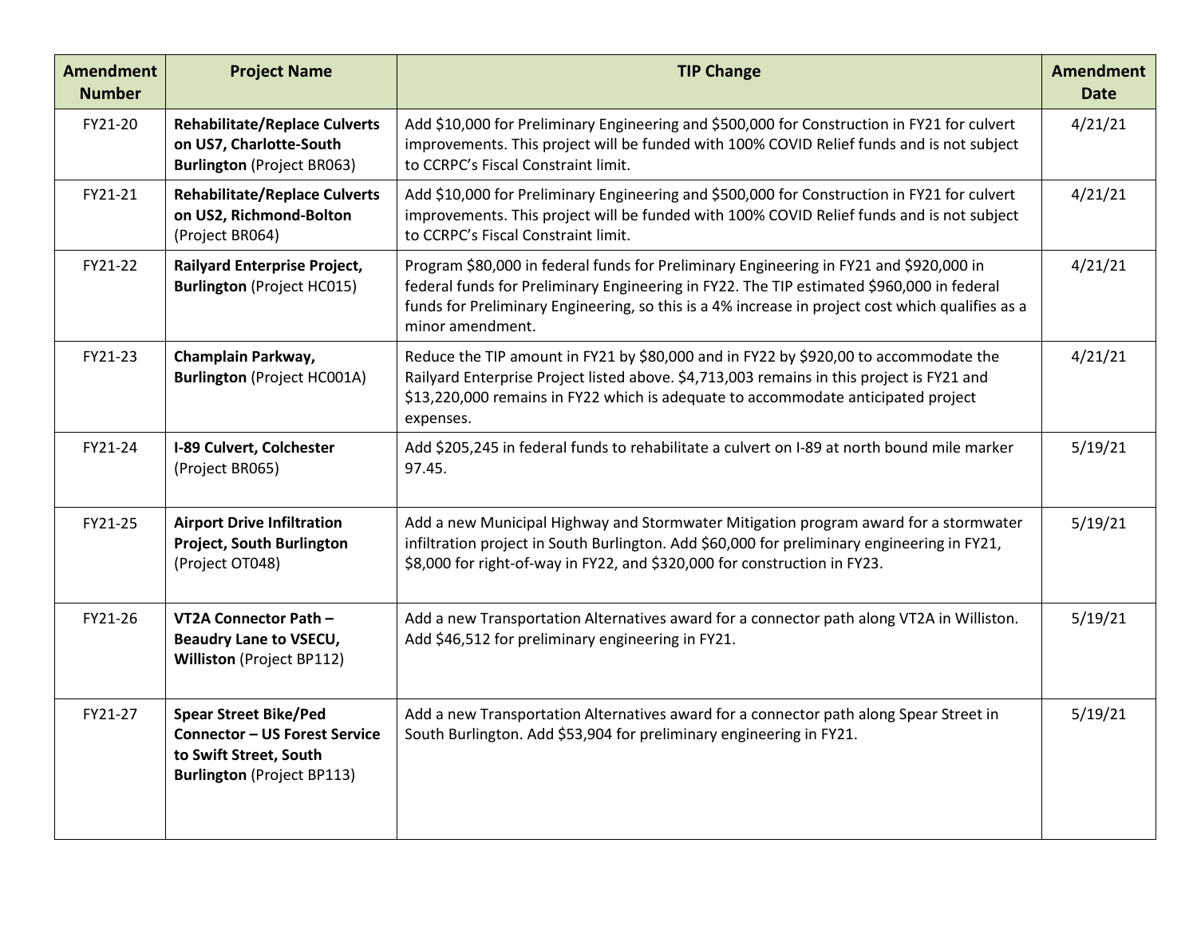| Amendment Number | Project Name | TIP Change | Amendment Date |
|---|---|---|---|
| FY21-20 | **Rehabilitate/Replace Culverts on US7, Charlotte-South Burlington** (Project BR063) | Add $10,000 for Preliminary Engineering and $500,000 for Construction in FY21 for culvert improvements. This project will be funded with 100% COVID Relief funds and is not subject to CCRPC's Fiscal Constraint limit. | 4/21/21 |
| FY21-21 | **Rehabilitate/Replace Culverts on US2, Richmond-Bolton** (Project BR064) | Add $10,000 for Preliminary Engineering and $500,000 for Construction in FY21 for culvert improvements. This project will be funded with 100% COVID Relief funds and is not subject to CCRPC's Fiscal Constraint limit. | 4/21/21 |
| FY21-22 | **Railyard Enterprise Project, Burlington** (Project HC015) | Program $80,000 in federal funds for Preliminary Engineering in FY21 and $920,000 in federal funds for Preliminary Engineering in FY22. The TIP estimated $960,000 in federal funds for Preliminary Engineering, so this is a 4% increase in project cost which qualifies as a minor amendment. | 4/21/21 |
| FY21-23 | **Champlain Parkway, Burlington** (Project HC001A) | Reduce the TIP amount in FY21 by $80,000 and in FY22 by $920,00 to accommodate the Railyard Enterprise Project listed above. $4,713,003 remains in this project is FY21 and $13,220,000 remains in FY22 which is adequate to accommodate anticipated project expenses. | 4/21/21 |
| FY21-24 | **I-89 Culvert, Colchester** (Project BR065) | Add $205,245 in federal funds to rehabilitate a culvert on I-89 at north bound mile marker 97.45. | 5/19/21 |
| FY21-25 | **Airport Drive Infiltration Project, South Burlington** (Project OT048) | Add a new Municipal Highway and Stormwater Mitigation program award for a stormwater infiltration project in South Burlington. Add $60,000 for preliminary engineering in FY21, $8,000 for right-of-way in FY22, and $320,000 for construction in FY23. | 5/19/21 |
| FY21-26 | **VT2A Connector Path – Beaudry Lane to VSECU, Williston** (Project BP112) | Add a new Transportation Alternatives award for a connector path along VT2A in Williston. Add $46,512 for preliminary engineering in FY21. | 5/19/21 |
| FY21-27 | **Spear Street Bike/Ped Connector – US Forest Service to Swift Street, South Burlington** (Project BP113) | Add a new Transportation Alternatives award for a connector path along Spear Street in South Burlington. Add $53,904 for preliminary engineering in FY21. | 5/19/21 |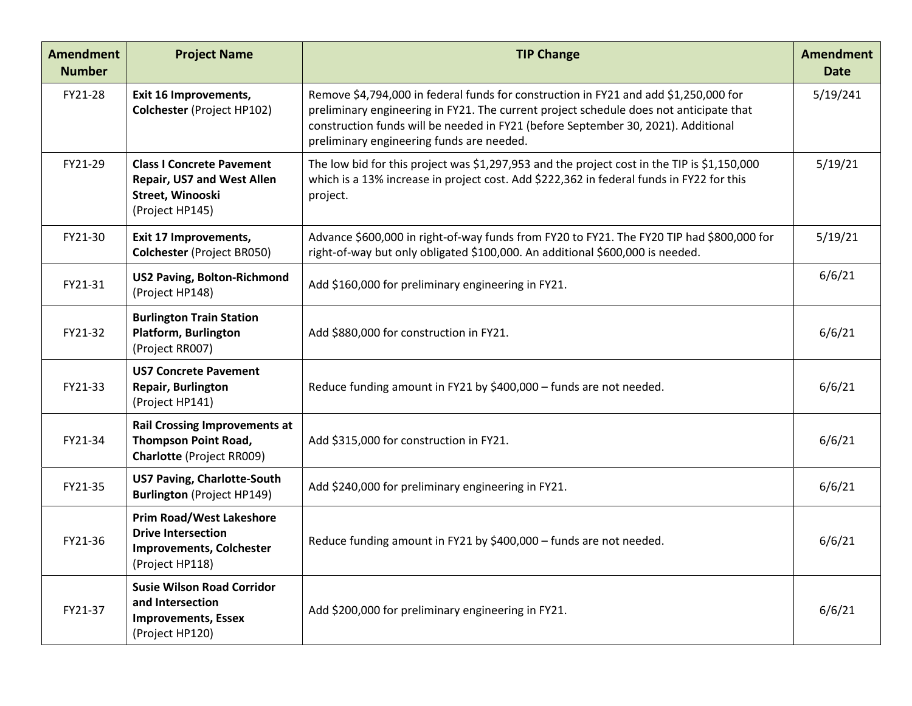| Amendment Number | Project Name | TIP Change | Amendment Date |
|---|---|---|---|
| FY21-28 | **Exit 16 Improvements, Colchester** (Project HP102) | Remove $4,794,000 in federal funds for construction in FY21 and add $1,250,000 for preliminary engineering in FY21. The current project schedule does not anticipate that construction funds will be needed in FY21 (before September 30, 2021). Additional preliminary engineering funds are needed. | 5/19/241 |
| FY21-29 | **Class I Concrete Pavement Repair, US7 and West Allen Street, Winooski** (Project HP145) | The low bid for this project was $1,297,953 and the project cost in the TIP is $1,150,000 which is a 13% increase in project cost. Add $222,362 in federal funds in FY22 for this project. | 5/19/21 |
| FY21-30 | **Exit 17 Improvements, Colchester** (Project BR050) | Advance $600,000 in right-of-way funds from FY20 to FY21. The FY20 TIP had $800,000 for right-of-way but only obligated $100,000. An additional $600,000 is needed. | 5/19/21 |
| FY21-31 | **US2 Paving, Bolton-Richmond** (Project HP148) | Add $160,000 for preliminary engineering in FY21. | 6/6/21 |
| FY21-32 | **Burlington Train Station Platform, Burlington** (Project RR007) | Add $880,000 for construction in FY21. | 6/6/21 |
| FY21-33 | **US7 Concrete Pavement Repair, Burlington** (Project HP141) | Reduce funding amount in FY21 by $400,000 – funds are not needed. | 6/6/21 |
| FY21-34 | **Rail Crossing Improvements at Thompson Point Road, Charlotte** (Project RR009) | Add $315,000 for construction in FY21. | 6/6/21 |
| FY21-35 | **US7 Paving, Charlotte-South Burlington** (Project HP149) | Add $240,000 for preliminary engineering in FY21. | 6/6/21 |
| FY21-36 | **Prim Road/West Lakeshore Drive Intersection Improvements, Colchester** (Project HP118) | Reduce funding amount in FY21 by $400,000 – funds are not needed. | 6/6/21 |
| FY21-37 | **Susie Wilson Road Corridor and Intersection Improvements, Essex** (Project HP120) | Add $200,000 for preliminary engineering in FY21. | 6/6/21 |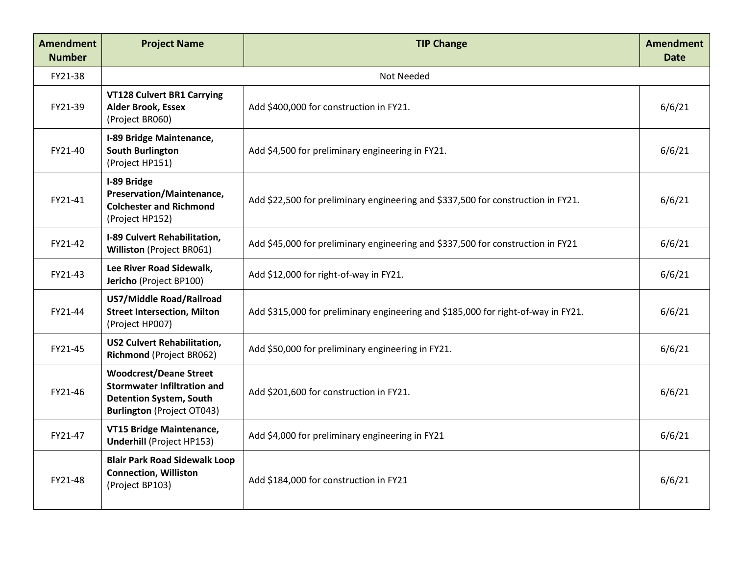| Amendment Number | Project Name | TIP Change | Amendment Date |
|---|---|---|---|
| FY21-38 | Not Needed | | |
| FY21-39 | **VT128 Culvert BR1 Carrying Alder Brook, Essex** (Project BR060) | Add $400,000 for construction in FY21. | 6/6/21 |
| FY21-40 | **I-89 Bridge Maintenance, South Burlington** (Project HP151) | Add $4,500 for preliminary engineering in FY21. | 6/6/21 |
| FY21-41 | **I-89 Bridge Preservation/Maintenance, Colchester and Richmond** (Project HP152) | Add $22,500 for preliminary engineering and $337,500 for construction in FY21. | 6/6/21 |
| FY21-42 | **I-89 Culvert Rehabilitation, Williston** (Project BR061) | Add $45,000 for preliminary engineering and $337,500 for construction in FY21 | 6/6/21 |
| FY21-43 | **Lee River Road Sidewalk, Jericho** (Project BP100) | Add $12,000 for right-of-way in FY21. | 6/6/21 |
| FY21-44 | **US7/Middle Road/Railroad Street Intersection, Milton** (Project HP007) | Add $315,000 for preliminary engineering and $185,000 for right-of-way in FY21. | 6/6/21 |
| FY21-45 | **US2 Culvert Rehabilitation, Richmond** (Project BR062) | Add $50,000 for preliminary engineering in FY21. | 6/6/21 |
| FY21-46 | **Woodcrest/Deane Street Stormwater Infiltration and Detention System, South Burlington** (Project OT043) | Add $201,600 for construction in FY21. | 6/6/21 |
| FY21-47 | **VT15 Bridge Maintenance, Underhill** (Project HP153) | Add $4,000 for preliminary engineering in FY21 | 6/6/21 |
| FY21-48 | **Blair Park Road Sidewalk Loop Connection, Williston** (Project BP103) | Add $184,000 for construction in FY21 | 6/6/21 |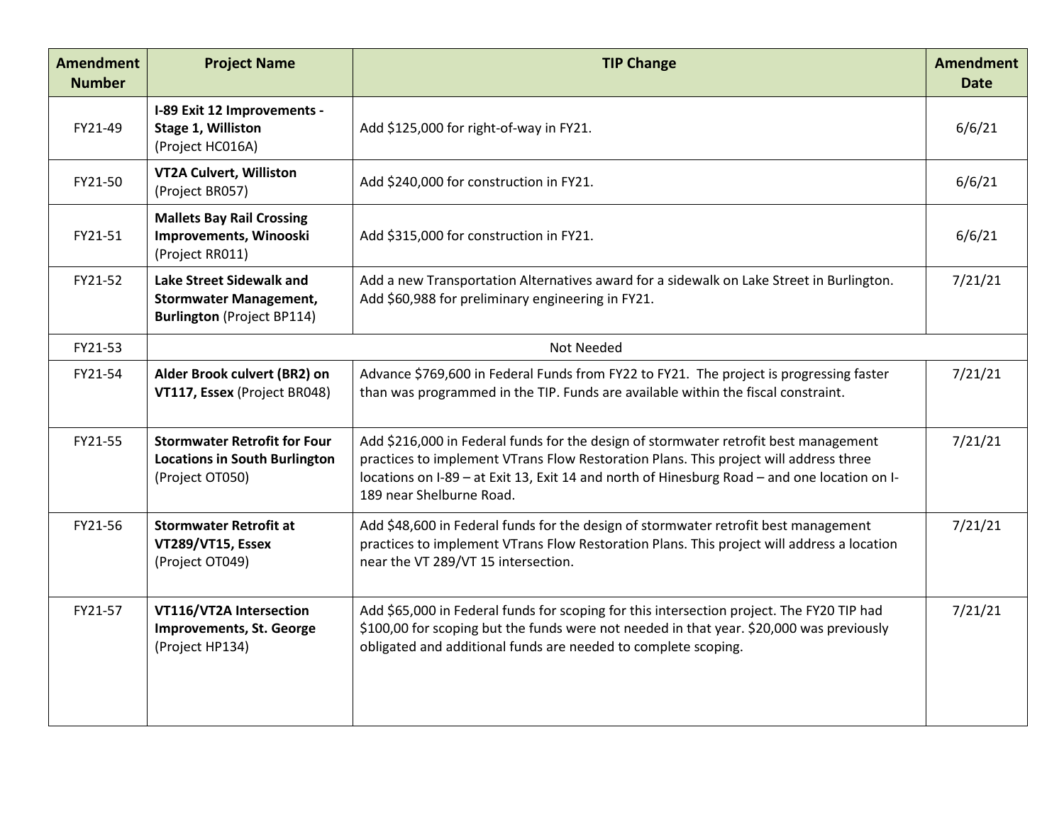| Amendment Number | Project Name | TIP Change | Amendment Date |
|---|---|---|---|
| FY21-49 | **I-89 Exit 12 Improvements - Stage 1, Williston** (Project HC016A) | Add $125,000 for right-of-way in FY21. | 6/6/21 |
| FY21-50 | **VT2A Culvert, Williston** (Project BR057) | Add $240,000 for construction in FY21. | 6/6/21 |
| FY21-51 | **Mallets Bay Rail Crossing Improvements, Winooski** (Project RR011) | Add $315,000 for construction in FY21. | 6/6/21 |
| FY21-52 | **Lake Street Sidewalk and Stormwater Management, Burlington** (Project BP114) | Add a new Transportation Alternatives award for a sidewalk on Lake Street in Burlington. Add $60,988 for preliminary engineering in FY21. | 7/21/21 |
| FY21-53 | Not Needed | | |
| FY21-54 | **Alder Brook culvert (BR2) on VT117, Essex** (Project BR048) | Advance $769,600 in Federal Funds from FY22 to FY21. The project is progressing faster than was programmed in the TIP. Funds are available within the fiscal constraint. | 7/21/21 |
| FY21-55 | **Stormwater Retrofit for Four Locations in South Burlington** (Project OT050) | Add $216,000 in Federal funds for the design of stormwater retrofit best management practices to implement VTrans Flow Restoration Plans. This project will address three locations on I-89 – at Exit 13, Exit 14 and north of Hinesburg Road – and one location on I-189 near Shelburne Road. | 7/21/21 |
| FY21-56 | **Stormwater Retrofit at VT289/VT15, Essex** (Project OT049) | Add $48,600 in Federal funds for the design of stormwater retrofit best management practices to implement VTrans Flow Restoration Plans. This project will address a location near the VT 289/VT 15 intersection. | 7/21/21 |
| FY21-57 | **VT116/VT2A Intersection Improvements, St. George** (Project HP134) | Add $65,000 in Federal funds for scoping for this intersection project. The FY20 TIP had $100,00 for scoping but the funds were not needed in that year. $20,000 was previously obligated and additional funds are needed to complete scoping. | 7/21/21 |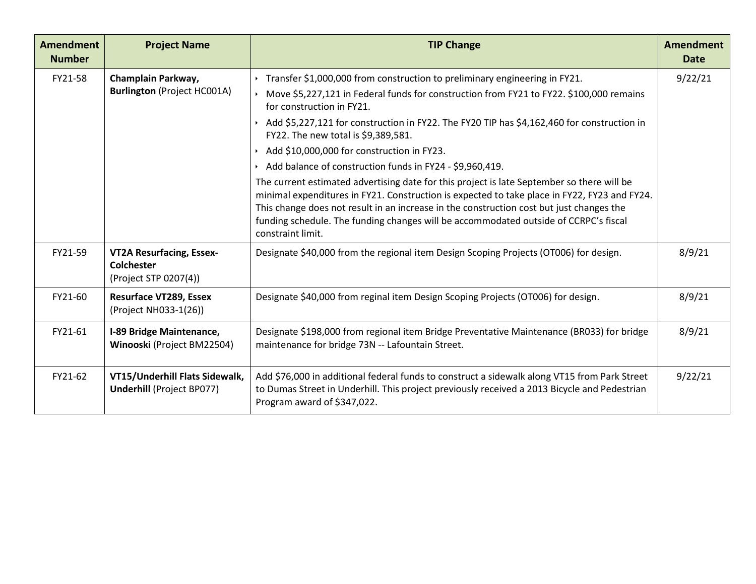| Amendment Number | Project Name | TIP Change | Amendment Date |
|---|---|---|---|
| FY21-58 | **Champlain Parkway, Burlington** (Project HC001A) | ‣ Transfer $1,000,000 from construction to preliminary engineering in FY21.<br>‣ Move $5,227,121 in Federal funds for construction from FY21 to FY22. $100,000 remains for construction in FY21.<br>‣ Add $5,227,121 for construction in FY22. The FY20 TIP has $4,162,460 for construction in FY22. The new total is $9,389,581.<br>‣ Add $10,000,000 for construction in FY23.<br>‣ Add balance of construction funds in FY24 - $9,960,419.<br>The current estimated advertising date for this project is late September so there will be minimal expenditures in FY21. Construction is expected to take place in FY22, FY23 and FY24. This change does not result in an increase in the construction cost but just changes the funding schedule. The funding changes will be accommodated outside of CCRPC's fiscal constraint limit. | 9/22/21 |
| FY21-59 | **VT2A Resurfacing, Essex-Colchester** (Project STP 0207(4)) | Designate $40,000 from the regional item Design Scoping Projects (OT006) for design. | 8/9/21 |
| FY21-60 | **Resurface VT289, Essex** (Project NH033-1(26)) | Designate $40,000 from reginal item Design Scoping Projects (OT006) for design. | 8/9/21 |
| FY21-61 | **I-89 Bridge Maintenance, Winooski** (Project BM22504) | Designate $198,000 from regional item Bridge Preventative Maintenance (BR033) for bridge maintenance for bridge 73N -- Lafountain Street. | 8/9/21 |
| FY21-62 | **VT15/Underhill Flats Sidewalk, Underhill** (Project BP077) | Add $76,000 in additional federal funds to construct a sidewalk along VT15 from Park Street to Dumas Street in Underhill. This project previously received a 2013 Bicycle and Pedestrian Program award of $347,022. | 9/22/21 |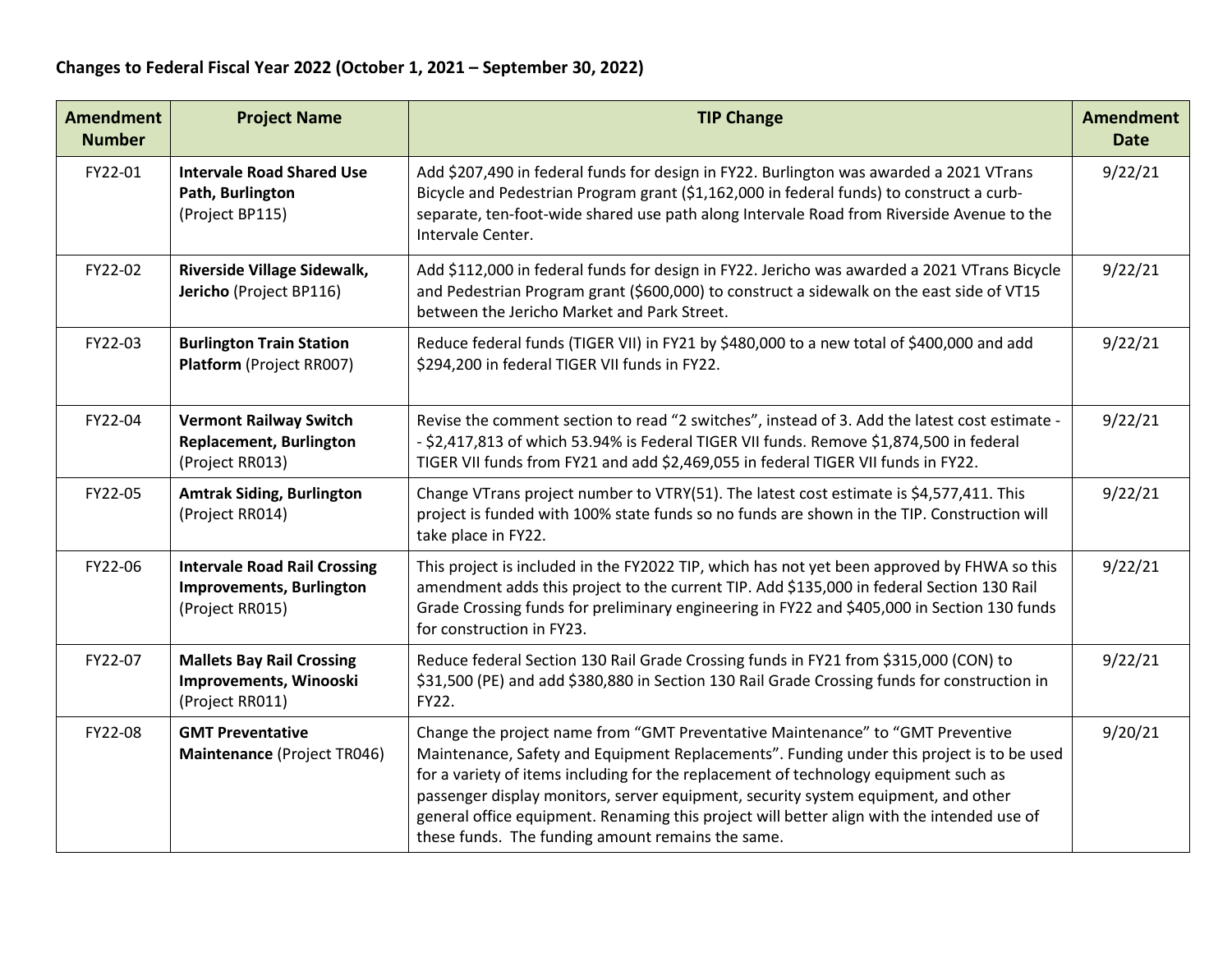**Changes to Federal Fiscal Year 2022 (October 1, 2021 – September 30, 2022)**

| Amendment Number | Project Name | TIP Change | Amendment Date |
|---|---|---|---|
| FY22-01 | **Intervale Road Shared Use Path, Burlington** (Project BP115) | Add $207,490 in federal funds for design in FY22. Burlington was awarded a 2021 VTrans Bicycle and Pedestrian Program grant ($1,162,000 in federal funds) to construct a curb-separate, ten-foot-wide shared use path along Intervale Road from Riverside Avenue to the Intervale Center. | 9/22/21 |
| FY22-02 | **Riverside Village Sidewalk, Jericho** (Project BP116) | Add $112,000 in federal funds for design in FY22. Jericho was awarded a 2021 VTrans Bicycle and Pedestrian Program grant ($600,000) to construct a sidewalk on the east side of VT15 between the Jericho Market and Park Street. | 9/22/21 |
| FY22-03 | **Burlington Train Station Platform** (Project RR007) | Reduce federal funds (TIGER VII) in FY21 by $480,000 to a new total of $400,000 and add $294,200 in federal TIGER VII funds in FY22. | 9/22/21 |
| FY22-04 | **Vermont Railway Switch Replacement, Burlington** (Project RR013) | Revise the comment section to read "2 switches", instead of 3. Add the latest cost estimate -- $2,417,813 of which 53.94% is Federal TIGER VII funds. Remove $1,874,500 in federal TIGER VII funds from FY21 and add $2,469,055 in federal TIGER VII funds in FY22. | 9/22/21 |
| FY22-05 | **Amtrak Siding, Burlington** (Project RR014) | Change VTrans project number to VTRY(51). The latest cost estimate is $4,577,411. This project is funded with 100% state funds so no funds are shown in the TIP. Construction will take place in FY22. | 9/22/21 |
| FY22-06 | **Intervale Road Rail Crossing Improvements, Burlington** (Project RR015) | This project is included in the FY2022 TIP, which has not yet been approved by FHWA so this amendment adds this project to the current TIP. Add $135,000 in federal Section 130 Rail Grade Crossing funds for preliminary engineering in FY22 and $405,000 in Section 130 funds for construction in FY23. | 9/22/21 |
| FY22-07 | **Mallets Bay Rail Crossing Improvements, Winooski** (Project RR011) | Reduce federal Section 130 Rail Grade Crossing funds in FY21 from $315,000 (CON) to $31,500 (PE) and add $380,880 in Section 130 Rail Grade Crossing funds for construction in FY22. | 9/22/21 |
| FY22-08 | **GMT Preventative Maintenance** (Project TR046) | Change the project name from "GMT Preventative Maintenance" to "GMT Preventive Maintenance, Safety and Equipment Replacements". Funding under this project is to be used for a variety of items including for the replacement of technology equipment such as passenger display monitors, server equipment, security system equipment, and other general office equipment. Renaming this project will better align with the intended use of these funds. The funding amount remains the same. | 9/20/21 |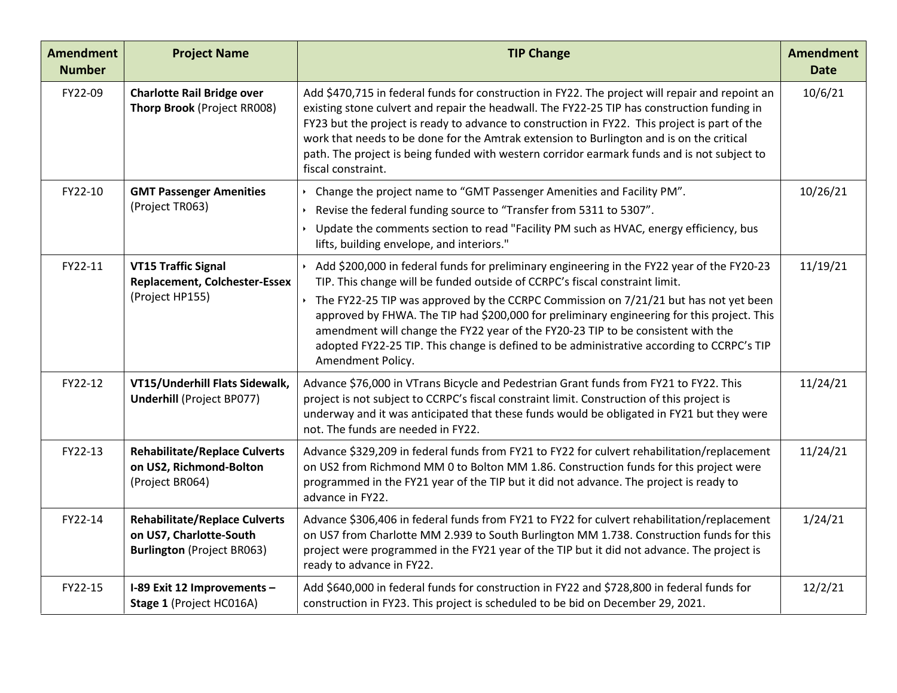| Amendment Number | Project Name | TIP Change | Amendment Date |
|---|---|---|---|
| FY22-09 | **Charlotte Rail Bridge over Thorp Brook** (Project RR008) | Add $470,715 in federal funds for construction in FY22. The project will repair and repoint an existing stone culvert and repair the headwall. The FY22-25 TIP has construction funding in FY23 but the project is ready to advance to construction in FY22. This project is part of the work that needs to be done for the Amtrak extension to Burlington and is on the critical path. The project is being funded with western corridor earmark funds and is not subject to fiscal constraint. | 10/6/21 |
| FY22-10 | **GMT Passenger Amenities** (Project TR063) | • Change the project name to "GMT Passenger Amenities and Facility PM". • Revise the federal funding source to "Transfer from 5311 to 5307". • Update the comments section to read "Facility PM such as HVAC, energy efficiency, bus lifts, building envelope, and interiors." | 10/26/21 |
| FY22-11 | **VT15 Traffic Signal Replacement, Colchester-Essex** (Project HP155) | • Add $200,000 in federal funds for preliminary engineering in the FY22 year of the FY20-23 TIP. This change will be funded outside of CCRPC's fiscal constraint limit. • The FY22-25 TIP was approved by the CCRPC Commission on 7/21/21 but has not yet been approved by FHWA. The TIP had $200,000 for preliminary engineering for this project. This amendment will change the FY22 year of the FY20-23 TIP to be consistent with the adopted FY22-25 TIP. This change is defined to be administrative according to CCRPC's TIP Amendment Policy. | 11/19/21 |
| FY22-12 | **VT15/Underhill Flats Sidewalk, Underhill** (Project BP077) | Advance $76,000 in VTrans Bicycle and Pedestrian Grant funds from FY21 to FY22. This project is not subject to CCRPC's fiscal constraint limit. Construction of this project is underway and it was anticipated that these funds would be obligated in FY21 but they were not. The funds are needed in FY22. | 11/24/21 |
| FY22-13 | **Rehabilitate/Replace Culverts on US2, Richmond-Bolton** (Project BR064) | Advance $329,209 in federal funds from FY21 to FY22 for culvert rehabilitation/replacement on US2 from Richmond MM 0 to Bolton MM 1.86. Construction funds for this project were programmed in the FY21 year of the TIP but it did not advance. The project is ready to advance in FY22. | 11/24/21 |
| FY22-14 | **Rehabilitate/Replace Culverts on US7, Charlotte-South Burlington** (Project BR063) | Advance $306,406 in federal funds from FY21 to FY22 for culvert rehabilitation/replacement on US7 from Charlotte MM 2.939 to South Burlington MM 1.738. Construction funds for this project were programmed in the FY21 year of the TIP but it did not advance. The project is ready to advance in FY22. | 1/24/21 |
| FY22-15 | **I-89 Exit 12 Improvements – Stage 1** (Project HC016A) | Add $640,000 in federal funds for construction in FY22 and $728,800 in federal funds for construction in FY23. This project is scheduled to be bid on December 29, 2021. | 12/2/21 |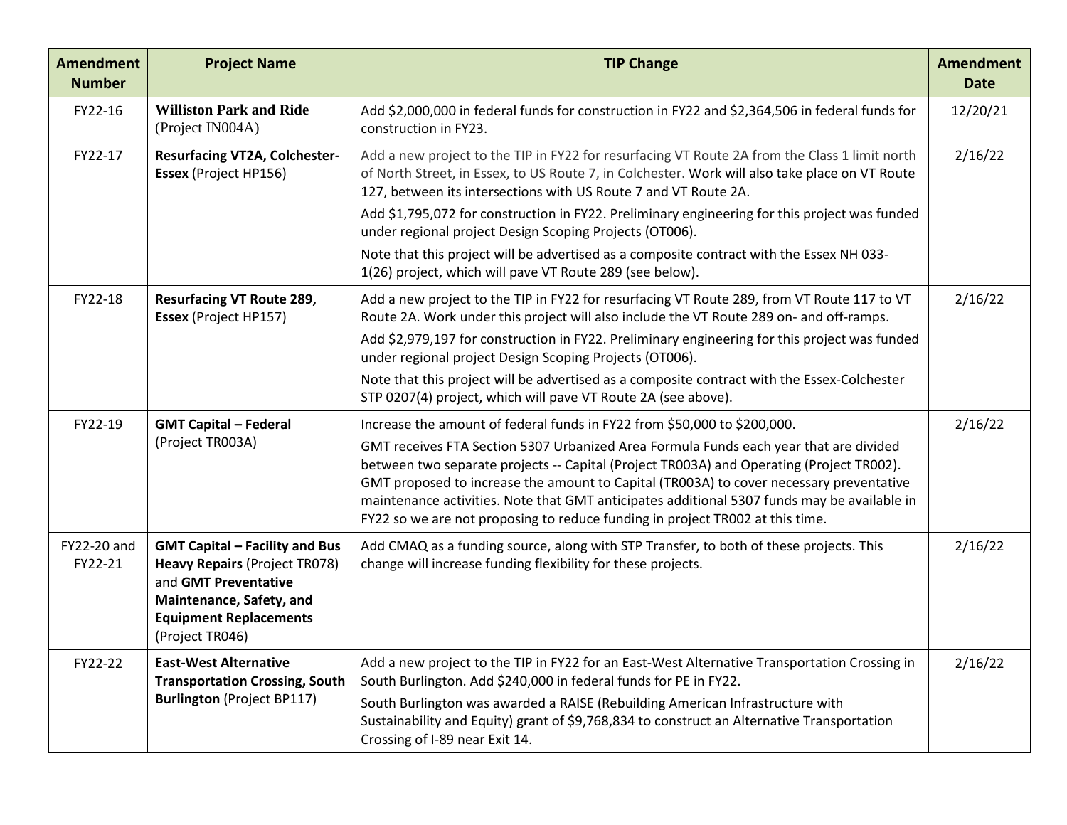| Amendment Number | Project Name | TIP Change | Amendment Date |
|---|---|---|---|
| FY22-16 | **Williston Park and Ride** (Project IN004A) | Add $2,000,000 in federal funds for construction in FY22 and $2,364,506 in federal funds for construction in FY23. | 12/20/21 |
| FY22-17 | **Resurfacing VT2A, Colchester-Essex** (Project HP156) | Add a new project to the TIP in FY22 for resurfacing VT Route 2A from the Class 1 limit north of North Street, in Essex, to US Route 7, in Colchester. Work will also take place on VT Route 127, between its intersections with US Route 7 and VT Route 2A.<br><br>Add $1,795,072 for construction in FY22. Preliminary engineering for this project was funded under regional project Design Scoping Projects (OT006).<br><br>Note that this project will be advertised as a composite contract with the Essex NH 033-1(26) project, which will pave VT Route 289 (see below). | 2/16/22 |
| FY22-18 | **Resurfacing VT Route 289, Essex** (Project HP157) | Add a new project to the TIP in FY22 for resurfacing VT Route 289, from VT Route 117 to VT Route 2A. Work under this project will also include the VT Route 289 on- and off-ramps.<br><br>Add $2,979,197 for construction in FY22. Preliminary engineering for this project was funded under regional project Design Scoping Projects (OT006).<br><br>Note that this project will be advertised as a composite contract with the Essex-Colchester STP 0207(4) project, which will pave VT Route 2A (see above). | 2/16/22 |
| FY22-19 | **GMT Capital – Federal** (Project TR003A) | Increase the amount of federal funds in FY22 from $50,000 to $200,000.<br><br>GMT receives FTA Section 5307 Urbanized Area Formula Funds each year that are divided between two separate projects -- Capital (Project TR003A) and Operating (Project TR002). GMT proposed to increase the amount to Capital (TR003A) to cover necessary preventative maintenance activities. Note that GMT anticipates additional 5307 funds may be available in FY22 so we are not proposing to reduce funding in project TR002 at this time. | 2/16/22 |
| FY22-20 and FY22-21 | **GMT Capital – Facility and Bus Heavy Repairs** (Project TR078) and **GMT Preventative Maintenance, Safety, and Equipment Replacements** (Project TR046) | Add CMAQ as a funding source, along with STP Transfer, to both of these projects. This change will increase funding flexibility for these projects. | 2/16/22 |
| FY22-22 | **East-West Alternative Transportation Crossing, South Burlington** (Project BP117) | Add a new project to the TIP in FY22 for an East-West Alternative Transportation Crossing in South Burlington. Add $240,000 in federal funds for PE in FY22.<br><br>South Burlington was awarded a RAISE (Rebuilding American Infrastructure with Sustainability and Equity) grant of $9,768,834 to construct an Alternative Transportation Crossing of I-89 near Exit 14. | 2/16/22 |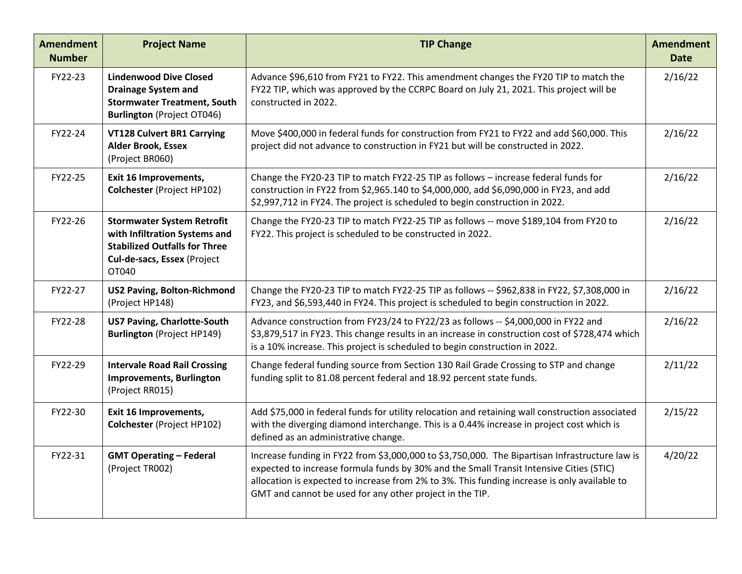| Amendment Number | Project Name | TIP Change | Amendment Date |
|---|---|---|---|
| FY22-23 | **Lindenwood Dive Closed Drainage System and Stormwater Treatment, South Burlington** (Project OT046) | Advance $96,610 from FY21 to FY22. This amendment changes the FY20 TIP to match the FY22 TIP, which was approved by the CCRPC Board on July 21, 2021. This project will be constructed in 2022. | 2/16/22 |
| FY22-24 | **VT128 Culvert BR1 Carrying Alder Brook, Essex** (Project BR060) | Move $400,000 in federal funds for construction from FY21 to FY22 and add $60,000. This project did not advance to construction in FY21 but will be constructed in 2022. | 2/16/22 |
| FY22-25 | **Exit 16 Improvements, Colchester** (Project HP102) | Change the FY20-23 TIP to match FY22-25 TIP as follows – increase federal funds for construction in FY22 from $2,965.140 to $4,000,000, add $6,090,000 in FY23, and add $2,997,712 in FY24. The project is scheduled to begin construction in 2022. | 2/16/22 |
| FY22-26 | **Stormwater System Retrofit with Infiltration Systems and Stabilized Outfalls for Three Cul-de-sacs, Essex** (Project OT040 | Change the FY20-23 TIP to match FY22-25 TIP as follows -- move $189,104 from FY20 to FY22. This project is scheduled to be constructed in 2022. | 2/16/22 |
| FY22-27 | **US2 Paving, Bolton-Richmond** (Project HP148) | Change the FY20-23 TIP to match FY22-25 TIP as follows -- $962,838 in FY22, $7,308,000 in FY23, and $6,593,440 in FY24. This project is scheduled to begin construction in 2022. | 2/16/22 |
| FY22-28 | **US7 Paving, Charlotte-South Burlington** (Project HP149) | Advance construction from FY23/24 to FY22/23 as follows -- $4,000,000 in FY22 and $3,879,517 in FY23. This change results in an increase in construction cost of $728,474 which is a 10% increase. This project is scheduled to begin construction in 2022. | 2/16/22 |
| FY22-29 | **Intervale Road Rail Crossing Improvements, Burlington** (Project RR015) | Change federal funding source from Section 130 Rail Grade Crossing to STP and change funding split to 81.08 percent federal and 18.92 percent state funds. | 2/11/22 |
| FY22-30 | **Exit 16 Improvements, Colchester** (Project HP102) | Add $75,000 in federal funds for utility relocation and retaining wall construction associated with the diverging diamond interchange. This is a 0.44% increase in project cost which is defined as an administrative change. | 2/15/22 |
| FY22-31 | **GMT Operating – Federal** (Project TR002) | Increase funding in FY22 from $3,000,000 to $3,750,000. The Bipartisan Infrastructure law is expected to increase formula funds by 30% and the Small Transit Intensive Cities (STIC) allocation is expected to increase from 2% to 3%. This funding increase is only available to GMT and cannot be used for any other project in the TIP. | 4/20/22 |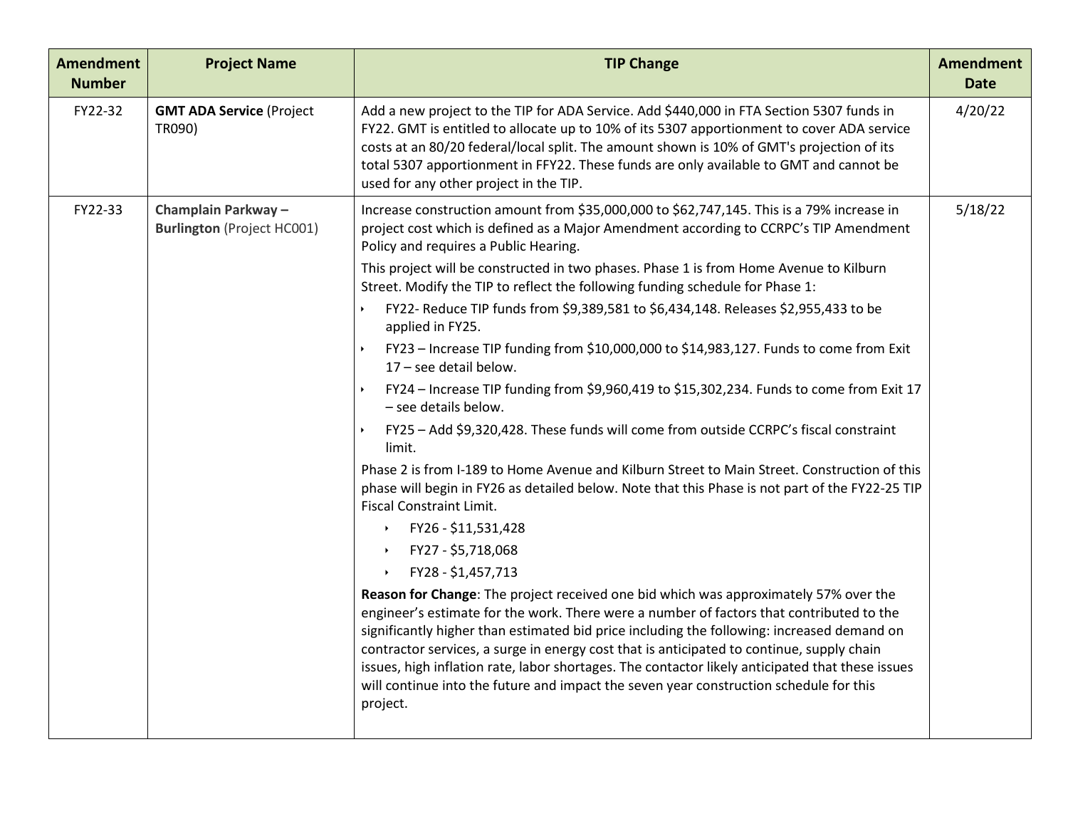| Amendment Number | Project Name | TIP Change | Amendment Date |
|---|---|---|---|
| FY22-32 | **GMT ADA Service** (Project TR090) | Add a new project to the TIP for ADA Service. Add $440,000 in FTA Section 5307 funds in FY22. GMT is entitled to allocate up to 10% of its 5307 apportionment to cover ADA service costs at an 80/20 federal/local split. The amount shown is 10% of GMT's projection of its total 5307 apportionment in FFY22. These funds are only available to GMT and cannot be used for any other project in the TIP. | 4/20/22 |
| FY22-33 | **Champlain Parkway – Burlington** (Project HC001) | Increase construction amount from $35,000,000 to $62,747,145. This is a 79% increase in project cost which is defined as a Major Amendment according to CCRPC's TIP Amendment Policy and requires a Public Hearing.<br><br>This project will be constructed in two phases. Phase 1 is from Home Avenue to Kilburn Street. Modify the TIP to reflect the following funding schedule for Phase 1:<br>• FY22- Reduce TIP funds from $9,389,581 to $6,434,148. Releases $2,955,433 to be applied in FY25.<br>• FY23 – Increase TIP funding from $10,000,000 to $14,983,127. Funds to come from Exit 17 – see detail below.<br>• FY24 – Increase TIP funding from $9,960,419 to $15,302,234. Funds to come from Exit 17 – see details below.<br>• FY25 – Add $9,320,428. These funds will come from outside CCRPC's fiscal constraint limit.<br><br>Phase 2 is from I-189 to Home Avenue and Kilburn Street to Main Street. Construction of this phase will begin in FY26 as detailed below. Note that this Phase is not part of the FY22-25 TIP Fiscal Constraint Limit.<br>• FY26 - $11,531,428<br>• FY27 - $5,718,068<br>• FY28 - $1,457,713<br><br>**Reason for Change**: The project received one bid which was approximately 57% over the engineer's estimate for the work. There were a number of factors that contributed to the significantly higher than estimated bid price including the following: increased demand on contractor services, a surge in energy cost that is anticipated to continue, supply chain issues, high inflation rate, labor shortages. The contactor likely anticipated that these issues will continue into the future and impact the seven year construction schedule for this project. | 5/18/22 |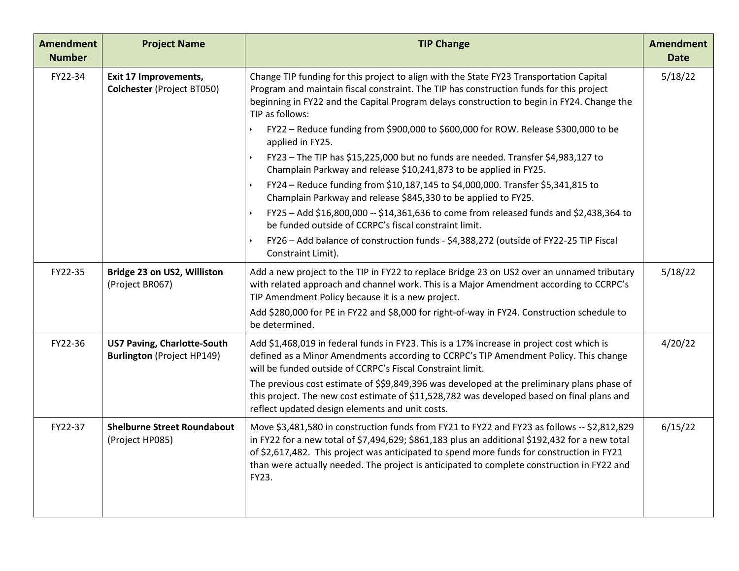| Amendment Number | Project Name | TIP Change | Amendment Date |
| --- | --- | --- | --- |
| FY22-34 | **Exit 17 Improvements, Colchester** (Project BT050) | Change TIP funding for this project to align with the State FY23 Transportation Capital Program and maintain fiscal constraint. The TIP has construction funds for this project beginning in FY22 and the Capital Program delays construction to begin in FY24. Change the TIP as follows:<br>• FY22 – Reduce funding from \$900,000 to \$600,000 for ROW. Release \$300,000 to be applied in FY25.<br>• FY23 – The TIP has \$15,225,000 but no funds are needed. Transfer \$4,983,127 to Champlain Parkway and release \$10,241,873 to be applied in FY25.<br>• FY24 – Reduce funding from \$10,187,145 to \$4,000,000. Transfer \$5,341,815 to Champlain Parkway and release \$845,330 to be applied to FY25.<br>• FY25 – Add \$16,800,000 -- \$14,361,636 to come from released funds and \$2,438,364 to be funded outside of CCRPC's fiscal constraint limit.<br>• FY26 – Add balance of construction funds - \$4,388,272 (outside of FY22-25 TIP Fiscal Constraint Limit). | 5/18/22 |
| FY22-35 | **Bridge 23 on US2, Williston** (Project BR067) | Add a new project to the TIP in FY22 to replace Bridge 23 on US2 over an unnamed tributary with related approach and channel work. This is a Major Amendment according to CCRPC's TIP Amendment Policy because it is a new project.<br>Add \$280,000 for PE in FY22 and \$8,000 for right-of-way in FY24. Construction schedule to be determined. | 5/18/22 |
| FY22-36 | **US7 Paving, Charlotte-South Burlington** (Project HP149) | Add \$1,468,019 in federal funds in FY23. This is a 17% increase in project cost which is defined as a Minor Amendments according to CCRPC's TIP Amendment Policy. This change will be funded outside of CCRPC's Fiscal Constraint limit.<br>The previous cost estimate of \$\$9,849,396 was developed at the preliminary plans phase of this project. The new cost estimate of \$11,528,782 was developed based on final plans and reflect updated design elements and unit costs. | 4/20/22 |
| FY22-37 | **Shelburne Street Roundabout** (Project HP085) | Move \$3,481,580 in construction funds from FY21 to FY22 and FY23 as follows -- \$2,812,829 in FY22 for a new total of \$7,494,629; \$861,183 plus an additional \$192,432 for a new total of \$2,617,482. This project was anticipated to spend more funds for construction in FY21 than were actually needed. The project is anticipated to complete construction in FY22 and FY23. | 6/15/22 |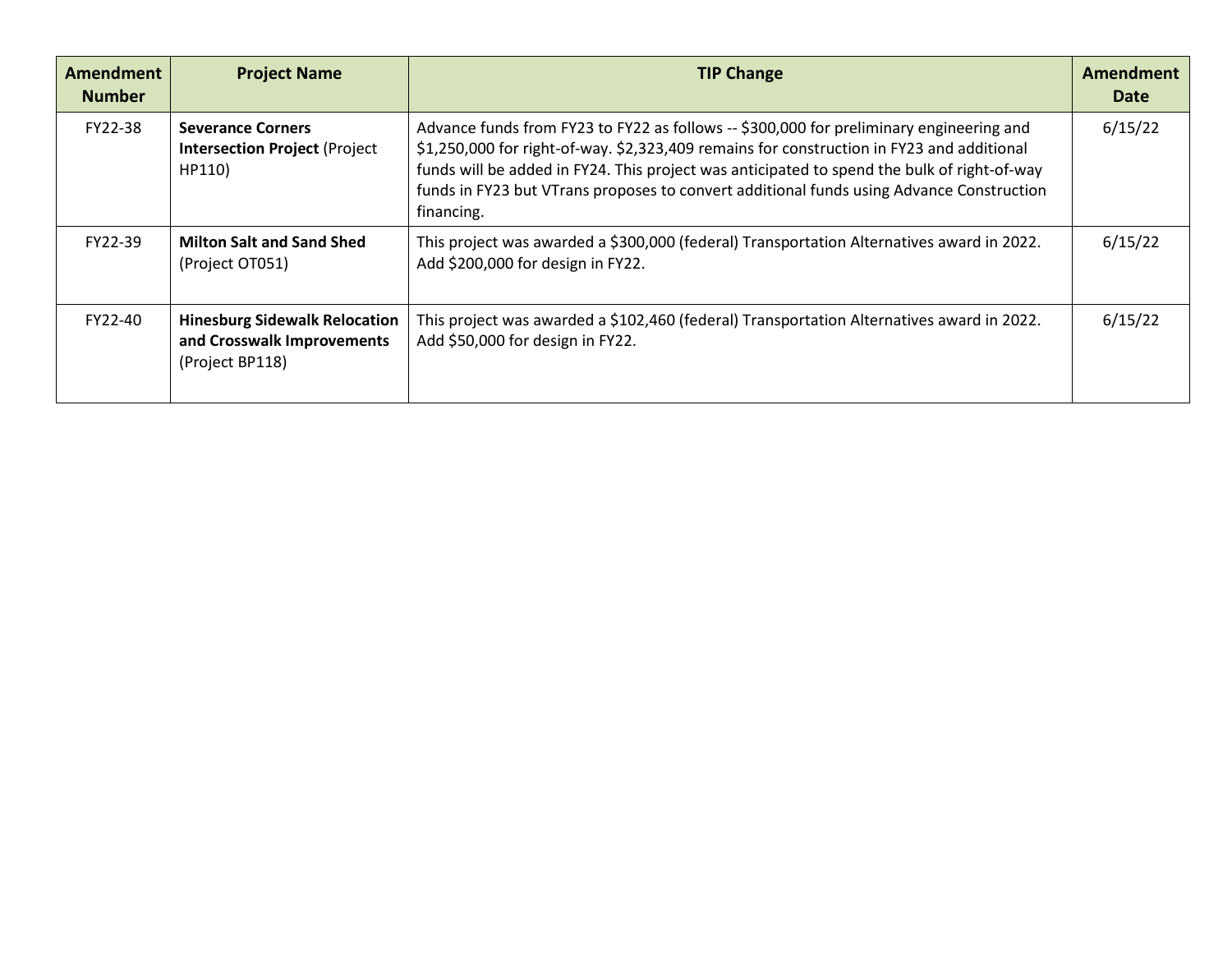| Amendment Number | Project Name | TIP Change | Amendment Date |
|---|---|---|---|
| FY22-38 | **Severance Corners Intersection Project** (Project HP110) | Advance funds from FY23 to FY22 as follows -- $300,000 for preliminary engineering and $1,250,000 for right-of-way. $2,323,409 remains for construction in FY23 and additional funds will be added in FY24. This project was anticipated to spend the bulk of right-of-way funds in FY23 but VTrans proposes to convert additional funds using Advance Construction financing. | 6/15/22 |
| FY22-39 | **Milton Salt and Sand Shed** (Project OT051) | This project was awarded a $300,000 (federal) Transportation Alternatives award in 2022. Add $200,000 for design in FY22. | 6/15/22 |
| FY22-40 | **Hinesburg Sidewalk Relocation and Crosswalk Improvements** (Project BP118) | This project was awarded a $102,460 (federal) Transportation Alternatives award in 2022. Add $50,000 for design in FY22. | 6/15/22 |